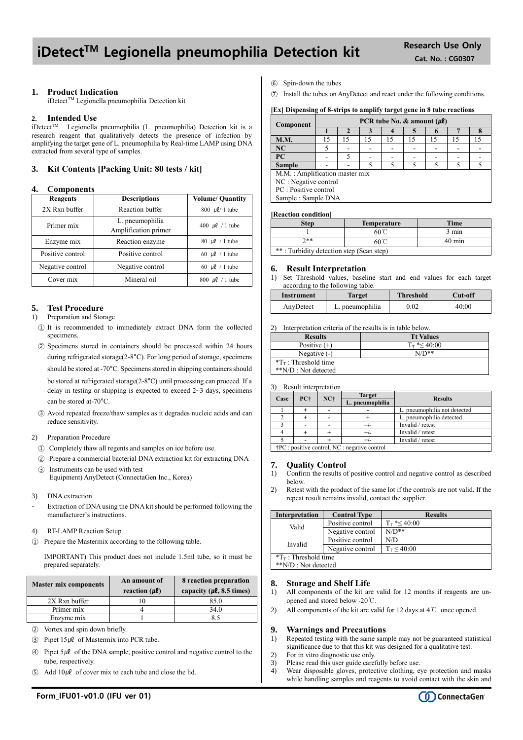# iDetect$^{TM}$ Legionella pneumophilia Detection kit

**Research Use Only**
**Cat. No. : CG0307**

## 1. Product Indication

iDetect$^{TM}$ Legionella pneumophilia Detection kit

## 2. Intended Use

iDetect$^{TM}$ Legionella pneumophilia (L. pneumophilia) Detection kit is a research reagent that qualitatively detects the presence of infection by amplifying the target gene of L. pneumophilia by Real-time LAMP using DNA extracted from several type of samples.

## 3. Kit Contents [Packing Unit: 80 tests / kit]

## 4. Components

| Reagents | Descriptions | Volume/ Quantity |
|---|---|---|
| 2X Rxn buffer | Reaction buffer | 800 ㎕/ 1 tube |
| Primer mix | L. pneumophilia Amplification primer | 400 ㎕ / 1 tube |
| Enzyme mix | Reaction enzyme | 80 ㎕ / 1 tube |
| Positive control | Positive control | 60 ㎕ / 1 tube |
| Negative control | Negative control | 60 ㎕ / 1 tube |
| Cover mix | Mineral oil | 800 ㎕ / 1 tube |

## 5. Test Procedure

1) Preparation and Storage

① It is recommended to immediately extract DNA form the collected specimens.

② Specimens stored in containers should be processed within 24 hours during refrigerated storage(2-8°C). For long period of storage, specimens should be stored at -70°C. Specimens stored in shipping containers should be stored at refrigerated storage(2-8°C) until processing can proceed. If a delay in testing or shipping is expected to exceed 2~3 days, specimens can be stored at-70°C.

③ Avoid repeated freeze/thaw samples as it degrades nucleic acids and can reduce sensitivity.

2) Preparation Procedure

① Completely thaw all regents and samples on ice before use.

② Prepare a commercial bacterial DNA extraction kit for extracting DNA

③ Instruments can be used with test Equipment) AnyDetect (ConnectaGen Inc., Korea)

3) DNA extraction

- Extraction of DNA using the DNA kit should be performed following the manufacturer's instructions.

4) RT-LAMP Reaction Setup

① Prepare the Mastermix according to the following table.

IMPORTANT) This product does not include 1.5ml tube, so it must be prepared separately.

| Master mix components | An amount of reaction (㎕) | 8 reaction preparation capacity (㎕, 8.5 times) |
|---|---|---|
| 2X Rxn buffer | 10 | 85.0 |
| Primer mix | 4 | 34.0 |
| Enzyme mix | 1 | 8.5 |

② Vortex and spin down briefly.

③ Pipet 15㎕ of Mastermix into PCR tube.

④ Pipet 5㎕ of the DNA sample, positive control and negative control to the tube, respectively.

⑤ Add 10㎕ of cover mix to each tube and close the lid.

⑥ Spin-down the tubes

⑦ Install the tubes on AnyDetect and react under the following conditions.

**[Ex] Dispensing of 8-strips to amplify target gene in 8 tube reactions**

| Component | PCR tube No. & amount (㎕) | | | | | | | |
|---|---|---|---|---|---|---|---|---|
| | 1 | 2 | 3 | 4 | 5 | 6 | 7 | 8 |
| M.M. | 15 | 15 | 15 | 15 | 15 | 15 | 15 | 15 |
| NC | 5 | - | - | - | - | - | - | - |
| PC | - | 5 | - | - | - | - | - | - |
| Sample | - | - | 5 | 5 | 5 | 5 | 5 | 5 |

M.M. : Amplification master mix
NC : Negative control
PC : Positive control
Sample : Sample DNA

**[Reaction condition]**

| Step | Temperature | Time |
|---|---|---|
| 1 | 60℃ | 3 min |
| 2** | 60℃ | 40 min |

** : Turbidity detection step (Scan step)

## 6. Result Interpretation

1) Set Threshold values, baseline start and end values for each target according to the following table.

| Instrument | Target | Threshold | Cut-off |
|---|---|---|---|
| AnyDetect | L. pneumophilia | 0.02 | 40:00 |

2) Interpretation criteria of the results is in table below.

| Results | Tt Values |
|---|---|
| Positive (+) | $T_T$ *≤ 40:00 |
| Negative (-) | N/D** |

*$T_T$ : Threshold time
**N/D : Not detected

3) Result interpretation

| Case | PC† | NC† | Target L. pneumophilia | Results |
|---|---|---|---|---|
| 1 | + | - | - | L. pneumophilia not detected |
| 2 | + | - | + | L. pneumophilia detected |
| 3 | - | - | +/- | Invalid / retest |
| 4 | + | + | +/- | Invalid / retest |
| 5 | - | + | +/- | Invalid / retest |

†PC : positive control, NC : negative control

## 7. Quality Control

1) Confirm the results of positive control and negative control as described below.
2) Retest with the product of the same lot if the controls are not valid. If the repeat result remains invalid, contact the supplier.

| Interpretation | Control Type | Results |
|---|---|---|
| Valid | Positive control | $T_T$ *≤ 40:00 |
| | Negative control | N/D** |
| Invalid | Positive control | N/D |
| | Negative control | $T_T$ ≤ 40:00 |

*$T_T$ : Threshold time
**N/D : Not detected

## 8. Storage and Shelf Life

1) All components of the kit are valid for 12 months if reagents are un-opened and stored below -20℃.
2) All components of the kit are valid for 12 days at 4℃ once opened.

## 9. Warnings and Precautions

1) Repeated testing with the same sample may not be guaranteed statistical significance due to that this kit was designed for a qualitative test.
2) For in vitro diagnostic use only.
3) Please read this user guide carefully before use.
4) Wear disposable gloves, protective clothing, eye protection and masks while handling samples and reagents to avoid contact with the skin and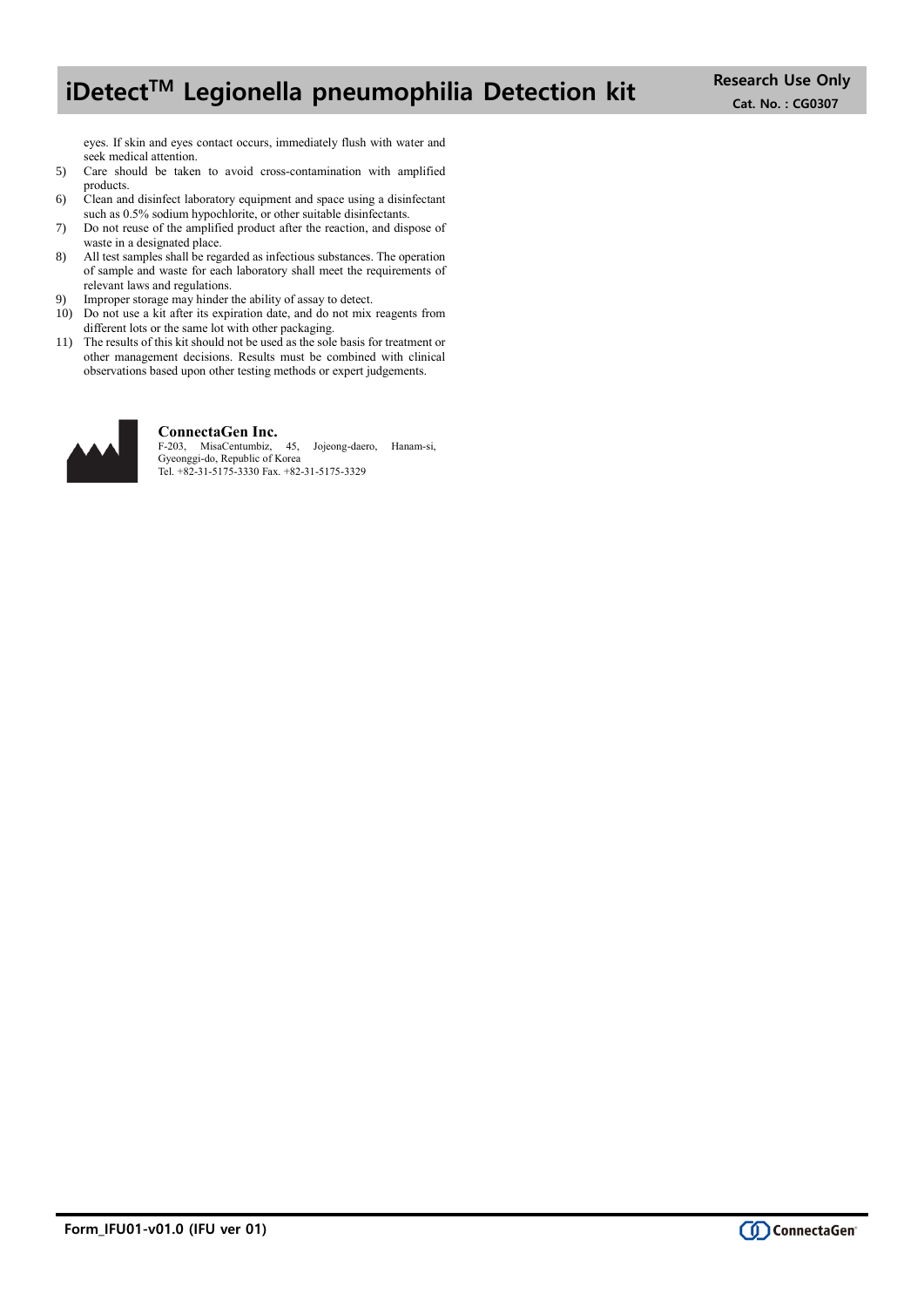eyes. If skin and eyes contact occurs, immediately flush with water and seek medical attention.

5) Care should be taken to avoid cross-contamination with amplified products.
6) Clean and disinfect laboratory equipment and space using a disinfectant such as 0.5% sodium hypochlorite, or other suitable disinfectants.
7) Do not reuse of the amplified product after the reaction, and dispose of waste in a designated place.
8) All test samples shall be regarded as infectious substances. The operation of sample and waste for each laboratory shall meet the requirements of relevant laws and regulations.
9) Improper storage may hinder the ability of assay to detect.
10) Do not use a kit after its expiration date, and do not mix reagents from different lots or the same lot with other packaging.
11) The results of this kit should not be used as the sole basis for treatment or other management decisions. Results must be combined with clinical observations based upon other testing methods or expert judgements.

**ConnectaGen Inc.**
F-203, MisaCentumbiz, 45, Jojeong-daero, Hanam-si, Gyeonggi-do, Republic of Korea
Tel. +82-31-5175-3330 Fax. +82-31-5175-3329